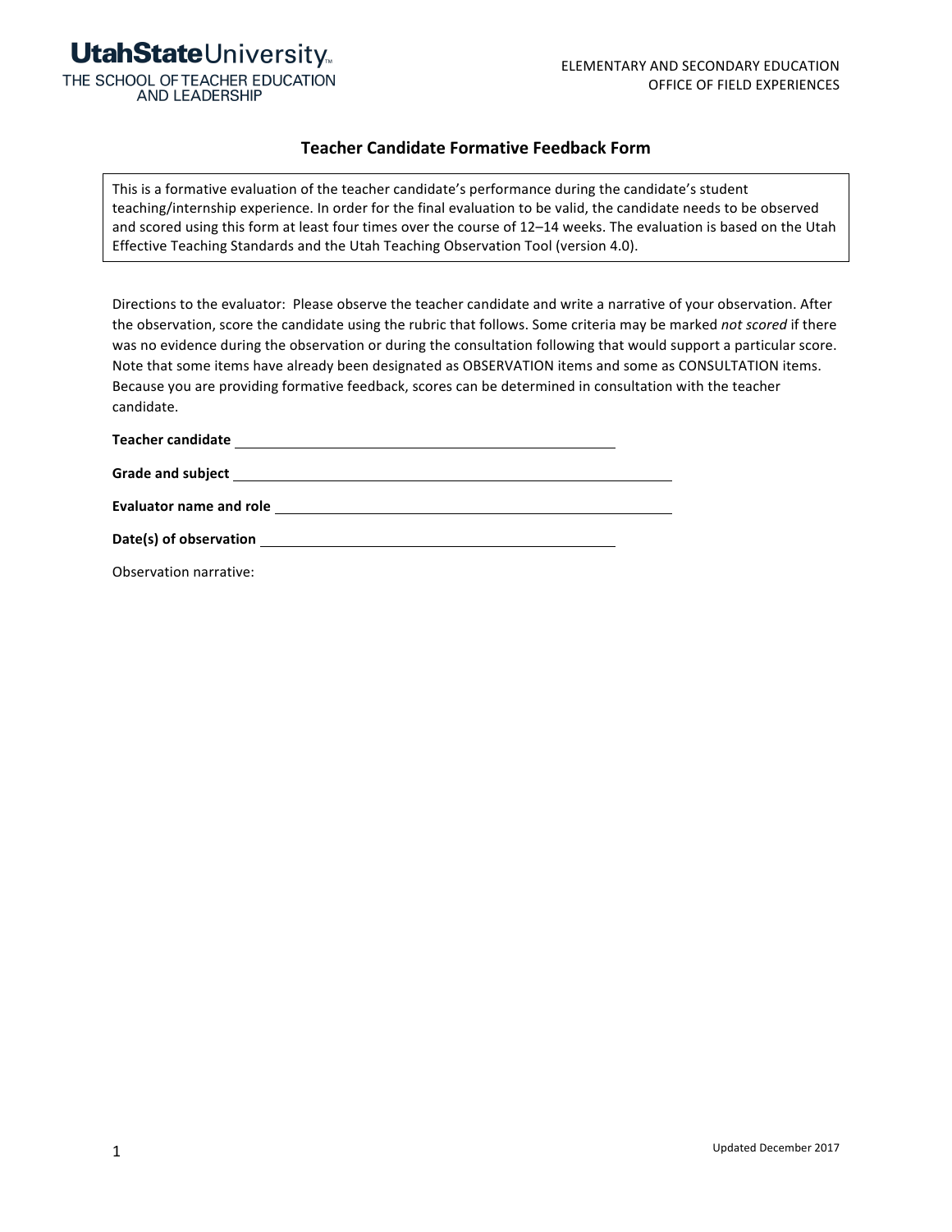**UtahState**University

THE SCHOOL OF TEACHER EDUCATION AND LEADERSHIP

ELEMENTARY AND SECONDARY EDUCATION
OFFICE OF FIELD EXPERIENCES

# Teacher Candidate Formative Feedback Form

This is a formative evaluation of the teacher candidate's performance during the candidate's student teaching/internship experience. In order for the final evaluation to be valid, the candidate needs to be observed and scored using this form at least four times over the course of 12–14 weeks. The evaluation is based on the Utah Effective Teaching Standards and the Utah Teaching Observation Tool (version 4.0).

Directions to the evaluator: Please observe the teacher candidate and write a narrative of your observation. After the observation, score the candidate using the rubric that follows. Some criteria may be marked *not scored* if there was no evidence during the observation or during the consultation following that would support a particular score. Note that some items have already been designated as OBSERVATION items and some as CONSULTATION items. Because you are providing formative feedback, scores can be determined in consultation with the teacher candidate.

**Teacher candidate** ______________________________

**Grade and subject** ______________________________

**Evaluator name and role** ______________________________

**Date(s) of observation** ______________________________

Observation narrative:

Updated December 2017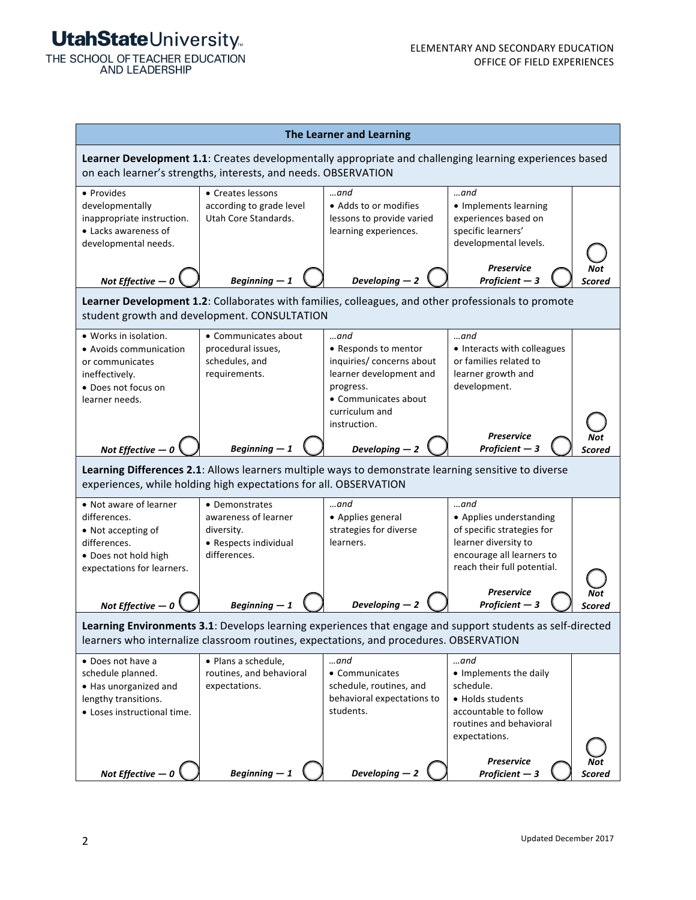## The Learner and Learning

**Learner Development 1.1**: Creates developmentally appropriate and challenging learning experiences based on each learner's strengths, interests, and needs. OBSERVATION

| Not Effective — 0 | Beginning — 1 | Developing — 2 | Preservice Proficient — 3 | Not Scored |
|---|---|---|---|---|
| • Provides developmentally inappropriate instruction. • Lacks awareness of developmental needs. | • Creates lessons according to grade level Utah Core Standards. | *…and* • Adds to or modifies lessons to provide varied learning experiences. | *…and* • Implements learning experiences based on specific learners' developmental levels. | |

**Learner Development 1.2**: Collaborates with families, colleagues, and other professionals to promote student growth and development. CONSULTATION

| Not Effective — 0 | Beginning — 1 | Developing — 2 | Preservice Proficient — 3 | Not Scored |
|---|---|---|---|---|
| • Works in isolation. • Avoids communication or communicates ineffectively. • Does not focus on learner needs. | • Communicates about procedural issues, schedules, and requirements. | *…and* • Responds to mentor inquiries/ concerns about learner development and progress. • Communicates about curriculum and instruction. | *…and* • Interacts with colleagues or families related to learner growth and development. | |

**Learning Differences 2.1**: Allows learners multiple ways to demonstrate learning sensitive to diverse experiences, while holding high expectations for all. OBSERVATION

| Not Effective — 0 | Beginning — 1 | Developing — 2 | Preservice Proficient — 3 | Not Scored |
|---|---|---|---|---|
| • Not aware of learner differences. • Not accepting of differences. • Does not hold high expectations for learners. | • Demonstrates awareness of learner diversity. • Respects individual differences. | *…and* • Applies general strategies for diverse learners. | *…and* • Applies understanding of specific strategies for learner diversity to encourage all learners to reach their full potential. | |

**Learning Environments 3.1**: Develops learning experiences that engage and support students as self-directed learners who internalize classroom routines, expectations, and procedures. OBSERVATION

| Not Effective — 0 | Beginning — 1 | Developing — 2 | Preservice Proficient — 3 | Not Scored |
|---|---|---|---|---|
| • Does not have a schedule planned. • Has unorganized and lengthy transitions. • Loses instructional time. | • Plans a schedule, routines, and behavioral expectations. | *…and* • Communicates schedule, routines, and behavioral expectations to students. | *…and* • Implements the daily schedule. • Holds students accountable to follow routines and behavioral expectations. | |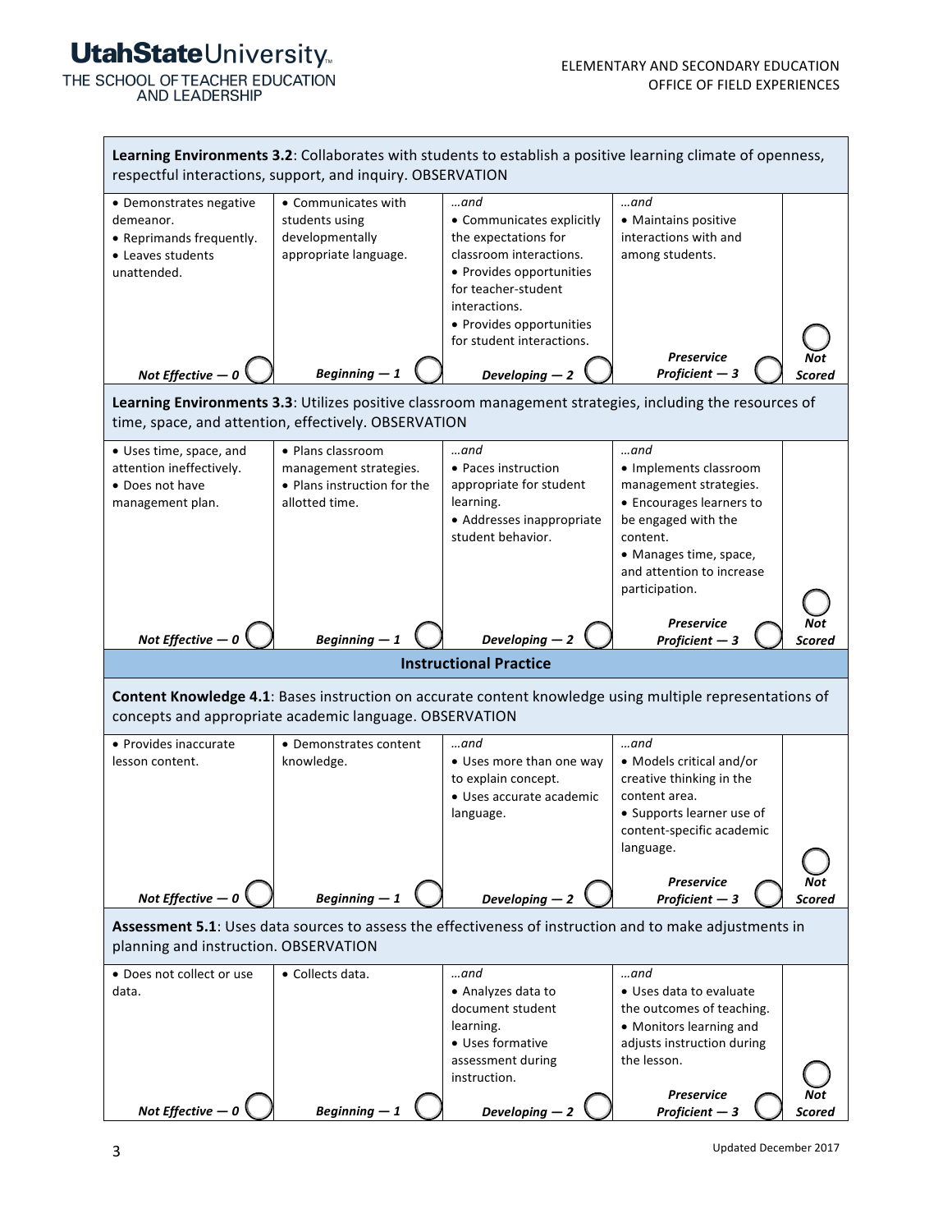**Learning Environments 3.2**: Collaborates with students to establish a positive learning climate of openness, respectful interactions, support, and inquiry. OBSERVATION

| Not Effective — 0 | Beginning — 1 | Developing — 2 | Preservice Proficient — 3 | Not Scored |
|---|---|---|---|---|
| • Demonstrates negative demeanor.<br>• Reprimands frequently.<br>• Leaves students unattended. | • Communicates with students using developmentally appropriate language. | *…and*<br>• Communicates explicitly the expectations for classroom interactions.<br>• Provides opportunities for teacher-student interactions.<br>• Provides opportunities for student interactions. | *…and*<br>• Maintains positive interactions with and among students. | |

**Learning Environments 3.3**: Utilizes positive classroom management strategies, including the resources of time, space, and attention, effectively. OBSERVATION

| Not Effective — 0 | Beginning — 1 | Developing — 2 | Preservice Proficient — 3 | Not Scored |
|---|---|---|---|---|
| • Uses time, space, and attention ineffectively.<br>• Does not have management plan. | • Plans classroom management strategies.<br>• Plans instruction for the allotted time. | *…and*<br>• Paces instruction appropriate for student learning.<br>• Addresses inappropriate student behavior. | *…and*<br>• Implements classroom management strategies.<br>• Encourages learners to be engaged with the content.<br>• Manages time, space, and attention to increase participation. | |

## Instructional Practice

**Content Knowledge 4.1**: Bases instruction on accurate content knowledge using multiple representations of concepts and appropriate academic language. OBSERVATION

| Not Effective — 0 | Beginning — 1 | Developing — 2 | Preservice Proficient — 3 | Not Scored |
|---|---|---|---|---|
| • Provides inaccurate lesson content. | • Demonstrates content knowledge. | *…and*<br>• Uses more than one way to explain concept.<br>• Uses accurate academic language. | *…and*<br>• Models critical and/or creative thinking in the content area.<br>• Supports learner use of content-specific academic language. | |

**Assessment 5.1**: Uses data sources to assess the effectiveness of instruction and to make adjustments in planning and instruction. OBSERVATION

| Not Effective — 0 | Beginning — 1 | Developing — 2 | Preservice Proficient — 3 | Not Scored |
|---|---|---|---|---|
| • Does not collect or use data. | • Collects data. | *…and*<br>• Analyzes data to document student learning.<br>• Uses formative assessment during instruction. | *…and*<br>• Uses data to evaluate the outcomes of teaching.<br>• Monitors learning and adjusts instruction during the lesson. | |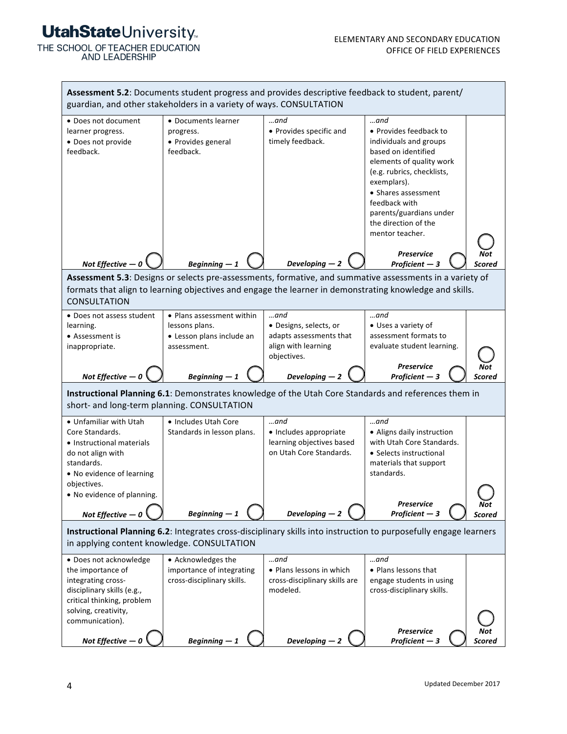**Assessment 5.2**: Documents student progress and provides descriptive feedback to student, parent/ guardian, and other stakeholders in a variety of ways. CONSULTATION

| Not Effective — 0 | Beginning — 1 | Developing — 2 | Preservice Proficient — 3 | Not Scored |
|---|---|---|---|---|
| • Does not document learner progress.<br>• Does not provide feedback. | • Documents learner progress.<br>• Provides general feedback. | *…and*<br>• Provides specific and timely feedback. | *…and*<br>• Provides feedback to individuals and groups based on identified elements of quality work (e.g. rubrics, checklists, exemplars).<br>• Shares assessment feedback with parents/guardians under the direction of the mentor teacher. | |

**Assessment 5.3**: Designs or selects pre-assessments, formative, and summative assessments in a variety of formats that align to learning objectives and engage the learner in demonstrating knowledge and skills. CONSULTATION

| Not Effective — 0 | Beginning — 1 | Developing — 2 | Preservice Proficient — 3 | Not Scored |
|---|---|---|---|---|
| • Does not assess student learning.<br>• Assessment is inappropriate. | • Plans assessment within lessons plans.<br>• Lesson plans include an assessment. | *…and*<br>• Designs, selects, or adapts assessments that align with learning objectives. | *…and*<br>• Uses a variety of assessment formats to evaluate student learning. | |

**Instructional Planning 6.1**: Demonstrates knowledge of the Utah Core Standards and references them in short- and long-term planning. CONSULTATION

| Not Effective — 0 | Beginning — 1 | Developing — 2 | Preservice Proficient — 3 | Not Scored |
|---|---|---|---|---|
| • Unfamiliar with Utah Core Standards.<br>• Instructional materials do not align with standards.<br>• No evidence of learning objectives.<br>• No evidence of planning. | • Includes Utah Core Standards in lesson plans. | *…and*<br>• Includes appropriate learning objectives based on Utah Core Standards. | *…and*<br>• Aligns daily instruction with Utah Core Standards.<br>• Selects instructional materials that support standards. | |

**Instructional Planning 6.2**: Integrates cross-disciplinary skills into instruction to purposefully engage learners in applying content knowledge. CONSULTATION

| Not Effective — 0 | Beginning — 1 | Developing — 2 | Preservice Proficient — 3 | Not Scored |
|---|---|---|---|---|
| • Does not acknowledge the importance of integrating cross-disciplinary skills (e.g., critical thinking, problem solving, creativity, communication). | • Acknowledges the importance of integrating cross-disciplinary skills. | *…and*<br>• Plans lessons in which cross-disciplinary skills are modeled. | *…and*<br>• Plans lessons that engage students in using cross-disciplinary skills. | |

Updated December 2017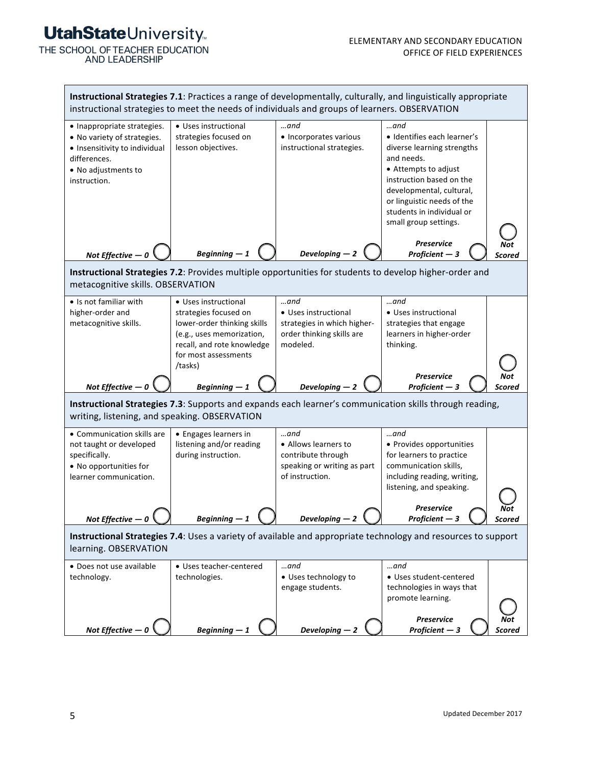**Instructional Strategies 7.1**: Practices a range of developmentally, culturally, and linguistically appropriate instructional strategies to meet the needs of individuals and groups of learners. OBSERVATION

| Not Effective — 0 | Beginning — 1 | Developing — 2 | Preservice Proficient — 3 | Not Scored |
|---|---|---|---|---|
| • Inappropriate strategies.<br>• No variety of strategies.<br>• Insensitivity to individual differences.<br>• No adjustments to instruction. | • Uses instructional strategies focused on lesson objectives. | *…and*<br>• Incorporates various instructional strategies. | *…and*<br>• Identifies each learner's diverse learning strengths and needs.<br>• Attempts to adjust instruction based on the developmental, cultural, or linguistic needs of the students in individual or small group settings. | |

**Instructional Strategies 7.2**: Provides multiple opportunities for students to develop higher-order and metacognitive skills. OBSERVATION

| Not Effective — 0 | Beginning — 1 | Developing — 2 | Preservice Proficient — 3 | Not Scored |
|---|---|---|---|---|
| • Is not familiar with higher-order and metacognitive skills. | • Uses instructional strategies focused on lower-order thinking skills (e.g., uses memorization, recall, and rote knowledge for most assessments /tasks) | *…and*<br>• Uses instructional strategies in which higher-order thinking skills are modeled. | *…and*<br>• Uses instructional strategies that engage learners in higher-order thinking. | |

**Instructional Strategies 7.3**: Supports and expands each learner's communication skills through reading, writing, listening, and speaking. OBSERVATION

| Not Effective — 0 | Beginning — 1 | Developing — 2 | Preservice Proficient — 3 | Not Scored |
|---|---|---|---|---|
| • Communication skills are not taught or developed specifically.<br>• No opportunities for learner communication. | • Engages learners in listening and/or reading during instruction. | *…and*<br>• Allows learners to contribute through speaking or writing as part of instruction. | *…and*<br>• Provides opportunities for learners to practice communication skills, including reading, writing, listening, and speaking. | |

**Instructional Strategies 7.4**: Uses a variety of available and appropriate technology and resources to support learning. OBSERVATION

| Not Effective — 0 | Beginning — 1 | Developing — 2 | Preservice Proficient — 3 | Not Scored |
|---|---|---|---|---|
| • Does not use available technology. | • Uses teacher-centered technologies. | *…and*<br>• Uses technology to engage students. | *…and*<br>• Uses student-centered technologies in ways that promote learning. | |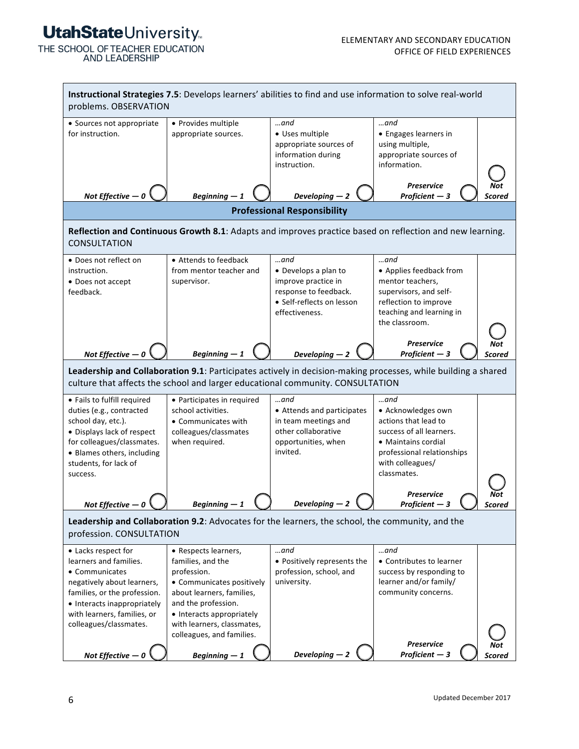**Instructional Strategies 7.5**: Develops learners' abilities to find and use information to solve real-world problems. OBSERVATION

| Not Effective — 0 | Beginning — 1 | Developing — 2 | Preservice Proficient — 3 | Not Scored |
|---|---|---|---|---|
| • Sources not appropriate for instruction. | • Provides multiple appropriate sources. | *…and*<br>• Uses multiple appropriate sources of information during instruction. | *…and*<br>• Engages learners in using multiple, appropriate sources of information. | |

## Professional Responsibility

**Reflection and Continuous Growth 8.1**: Adapts and improves practice based on reflection and new learning. CONSULTATION

| Not Effective — 0 | Beginning — 1 | Developing — 2 | Preservice Proficient — 3 | Not Scored |
|---|---|---|---|---|
| • Does not reflect on instruction.<br>• Does not accept feedback. | • Attends to feedback from mentor teacher and supervisor. | *…and*<br>• Develops a plan to improve practice in response to feedback.<br>• Self-reflects on lesson effectiveness. | *…and*<br>• Applies feedback from mentor teachers, supervisors, and self-reflection to improve teaching and learning in the classroom. | |

**Leadership and Collaboration 9.1**: Participates actively in decision-making processes, while building a shared culture that affects the school and larger educational community. CONSULTATION

| Not Effective — 0 | Beginning — 1 | Developing — 2 | Preservice Proficient — 3 | Not Scored |
|---|---|---|---|---|
| • Fails to fulfill required duties (e.g., contracted school day, etc.).<br>• Displays lack of respect for colleagues/classmates.<br>• Blames others, including students, for lack of success. | • Participates in required school activities.<br>• Communicates with colleagues/classmates when required. | *…and*<br>• Attends and participates in team meetings and other collaborative opportunities, when invited. | *…and*<br>• Acknowledges own actions that lead to success of all learners.<br>• Maintains cordial professional relationships with colleagues/classmates. | |

**Leadership and Collaboration 9.2**: Advocates for the learners, the school, the community, and the profession. CONSULTATION

| Not Effective — 0 | Beginning — 1 | Developing — 2 | Preservice Proficient — 3 | Not Scored |
|---|---|---|---|---|
| • Lacks respect for learners and families.<br>• Communicates negatively about learners, families, or the profession.<br>• Interacts inappropriately with learners, families, or colleagues/classmates. | • Respects learners, families, and the profession.<br>• Communicates positively about learners, families, and the profession.<br>• Interacts appropriately with learners, classmates, colleagues, and families. | *…and*<br>• Positively represents the profession, school, and university. | *…and*<br>• Contributes to learner success by responding to learner and/or family/community concerns. | |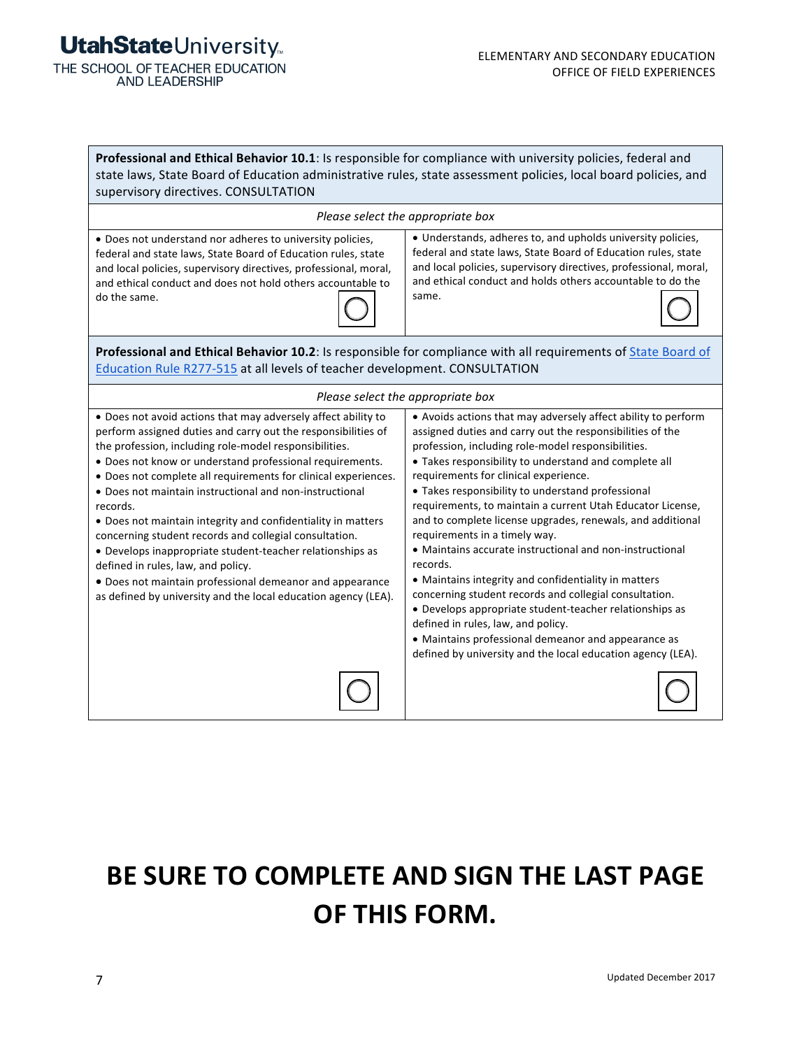| **Professional and Ethical Behavior 10.1**: Is responsible for compliance with university policies, federal and state laws, State Board of Education administrative rules, state assessment policies, local board policies, and supervisory directives. CONSULTATION | |
|---|---|
| *Please select the appropriate box* | |
| • Does not understand nor adheres to university policies, federal and state laws, State Board of Education rules, state and local policies, supervisory directives, professional, moral, and ethical conduct and does not hold others accountable to do the same. ◯ | • Understands, adheres to, and upholds university policies, federal and state laws, State Board of Education rules, state and local policies, supervisory directives, professional, moral, and ethical conduct and holds others accountable to do the same. ◯ |

| **Professional and Ethical Behavior 10.2**: Is responsible for compliance with all requirements of [State Board of Education Rule R277-515] at all levels of teacher development. CONSULTATION | |
|---|---|
| *Please select the appropriate box* | |
| • Does not avoid actions that may adversely affect ability to perform assigned duties and carry out the responsibilities of the profession, including role-model responsibilities.<br>• Does not know or understand professional requirements.<br>• Does not complete all requirements for clinical experiences.<br>• Does not maintain instructional and non-instructional records.<br>• Does not maintain integrity and confidentiality in matters concerning student records and collegial consultation.<br>• Develops inappropriate student-teacher relationships as defined in rules, law, and policy.<br>• Does not maintain professional demeanor and appearance as defined by university and the local education agency (LEA). ◯ | • Avoids actions that may adversely affect ability to perform assigned duties and carry out the responsibilities of the profession, including role-model responsibilities.<br>• Takes responsibility to understand and complete all requirements for clinical experience.<br>• Takes responsibility to understand professional requirements, to maintain a current Utah Educator License, and to complete license upgrades, renewals, and additional requirements in a timely way.<br>• Maintains accurate instructional and non-instructional records.<br>• Maintains integrity and confidentiality in matters concerning student records and collegial consultation.<br>• Develops appropriate student-teacher relationships as defined in rules, law, and policy.<br>• Maintains professional demeanor and appearance as defined by university and the local education agency (LEA). ◯ |

# BE SURE TO COMPLETE AND SIGN THE LAST PAGE OF THIS FORM.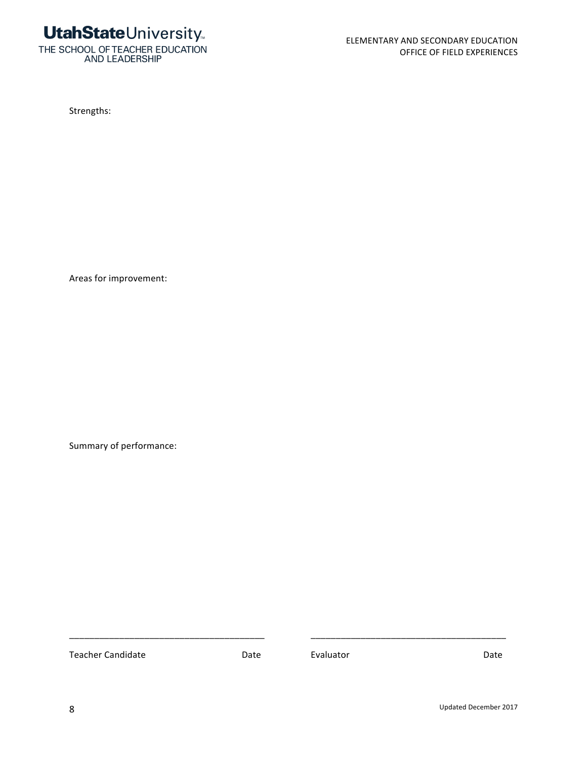Strengths:

Areas for improvement:

Summary of performance:

\_\_\_\_\_\_\_\_\_\_\_\_\_\_\_\_\_\_\_\_\_\_\_\_\_\_\_\_\_\_\_\_\_\_\_\_\_\_\_\_ \_\_\_\_\_\_\_\_\_\_\_\_\_\_\_\_\_\_\_\_\_\_\_\_\_\_\_\_\_\_\_\_\_\_\_\_\_\_\_\_

Teacher Candidate Date Evaluator Date